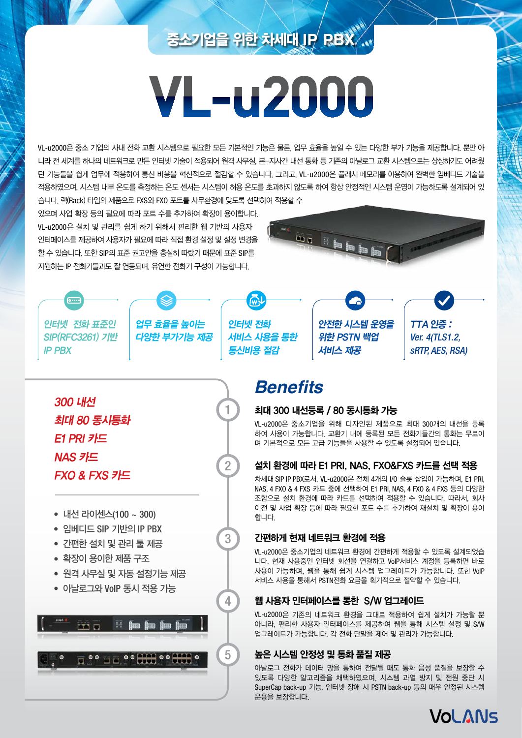## 중소기업을 위한 차세대 IP PBX

# VL-u2000

VL-u2000은 중소 기업의 사내 전화 교환 시스템으로 필요한 모든 기본적인 기능은 물론, 업무 효율을 높일 수 있는 다양한 부가 기능을 제공합니다. 뿐만 아니라 전 세계를 하나의 네트워크로 만든 인터넷 기술이 적용되어 원격 사무실, 본-지사간 내선 통화 등 기존의 아날로그 교환 시스템으로는 상상하기도 어려웠던 기능들을 쉽게 업무에 적용하여 통신 비용을 혁신적으로 절감할 수 있습니다. 그리고, VL-u2000은 플래시 메모리를 이용하여 완벽한 임베디드 기술을 적용하였으며, 시스템 내부 온도를 측정하는 온도 센서는 시스템이 허용 온도를 초과하지 않도록 하여 항상 안정적인 시스템 운영이 가능하도록 설계되어 있습니다. 랙(Rack) 타입의 제품으로 FXS와 FXO 포트를 사무환경에 맞도록 선택하여 적용할 수 있으며 사업 확장 등의 필요에 따라 포트 수를 추가하여 확장이 용이합니다. VL-u2000은 설치 및 관리를 쉽게 하기 위해서 편리한 웹 기반의 사용자 인터페이스를 제공하여 사용자가 필요에 따라 직접 환경 설정 및 설정 변경을 할 수 있습니다. 또한 SIP의 표준 권고안을 충실히 따랐기 때문에 표준 SIP를 지원하는 IP 전화기들과도 잘 연동되며, 유연한 전화기 구성이 가능합니다.

- *인터넷 전화 표준인 SIP(RFC3261) 기반 IP PBX*
- *업무 효율을 높이는 다양한 부가기능 제공*
- *인터넷 전화 서비스 사용을 통한 통신비용 절감*
- *안전한 시스템 운영을 위한 PSTN 백업 서비스 제공*
- *TTA 인증 : Ver. 4(TLS1.2, sRTP, AES, RSA)*

*300 내선*
*최대 80 동시통화*
*E1 PRI 카드*
*NAS 카드*
*FXO & FXS 카드*

- 내선 라이센스(100 ~ 300)
- 임베디드 SIP 기반의 IP PBX
- 간편한 설치 및 관리 툴 제공
- 확장이 용이한 제품 구조
- 원격 사무실 및 자동 설정기능 제공
- 아날로그와 VoIP 동시 적용 가능

## Benefits

### 1. 최대 300 내선등록 / 80 동시통화 가능

VL-u2000은 중소기업을 위해 디자인된 제품으로 최대 300개의 내선을 등록하여 사용이 가능합니다. 교환기 내에 등록된 모든 전화기들간의 통화는 무료이며 기본적으로 모든 고급 기능들을 사용할 수 있도록 설정되어 있습니다.

### 2. 설치 환경에 따라 E1 PRI, NAS, FXO&FXS 카드를 선택 적용

차세대 SIP IP PBX로서, VL-u2000은 전체 4개의 I/O 슬롯 삽입이 가능하며, E1 PRI, NAS, 4 FXO & 4 FXS 카드 중에 선택하여 E1 PRI, NAS, 4 FXO & 4 FXS 등의 다양한 조합으로 설치 환경에 따라 카드를 선택하여 적용할 수 있습니다. 따라서, 회사 이전 및 사업 확장 등에 따라 필요한 포트 수를 추가하여 재설치 및 확장이 용이합니다.

### 3. 간편하게 현재 네트워크 환경에 적용

VL-u2000은 중소기업의 네트워크 환경에 간편하게 적용할 수 있도록 설계되었습니다. 현재 사용중인 인터넷 회선을 연결하고 VoIP서비스 계정을 등록하면 바로 사용이 가능하며, 웹을 통해 쉽게 시스템 업그레이드가 가능합니다. 또한 VoIP 서비스 사용을 통해서 PSTN전화 요금을 획기적으로 절약할 수 있습니다.

### 4. 웹 사용자 인터페이스를 통한 S/W 업그레이드

VL-u2000은 기존의 네트워크 환경을 그대로 적용하여 쉽게 설치가 가능할 뿐 아니라, 편리한 사용자 인터페이스를 제공하여 웹을 통해 시스템 설정 및 S/W 업그레이드가 가능합니다. 각 전화 단말을 제어 및 관리가 가능합니다.

### 5. 높은 시스템 안정성 및 통화 품질 제공

아날로그 전화가 데이터 망을 통하여 전달될 때도 통화 음성 품질을 보장할 수 있도록 다양한 알고리즘을 채택하였으며, 시스템 과열 방지 및 전원 중단 시 SuperCap back-up 기능, 인터넷 장애 시 PSTN back-up 등의 매우 안정된 시스템 운용을 보장합니다.

VoLANs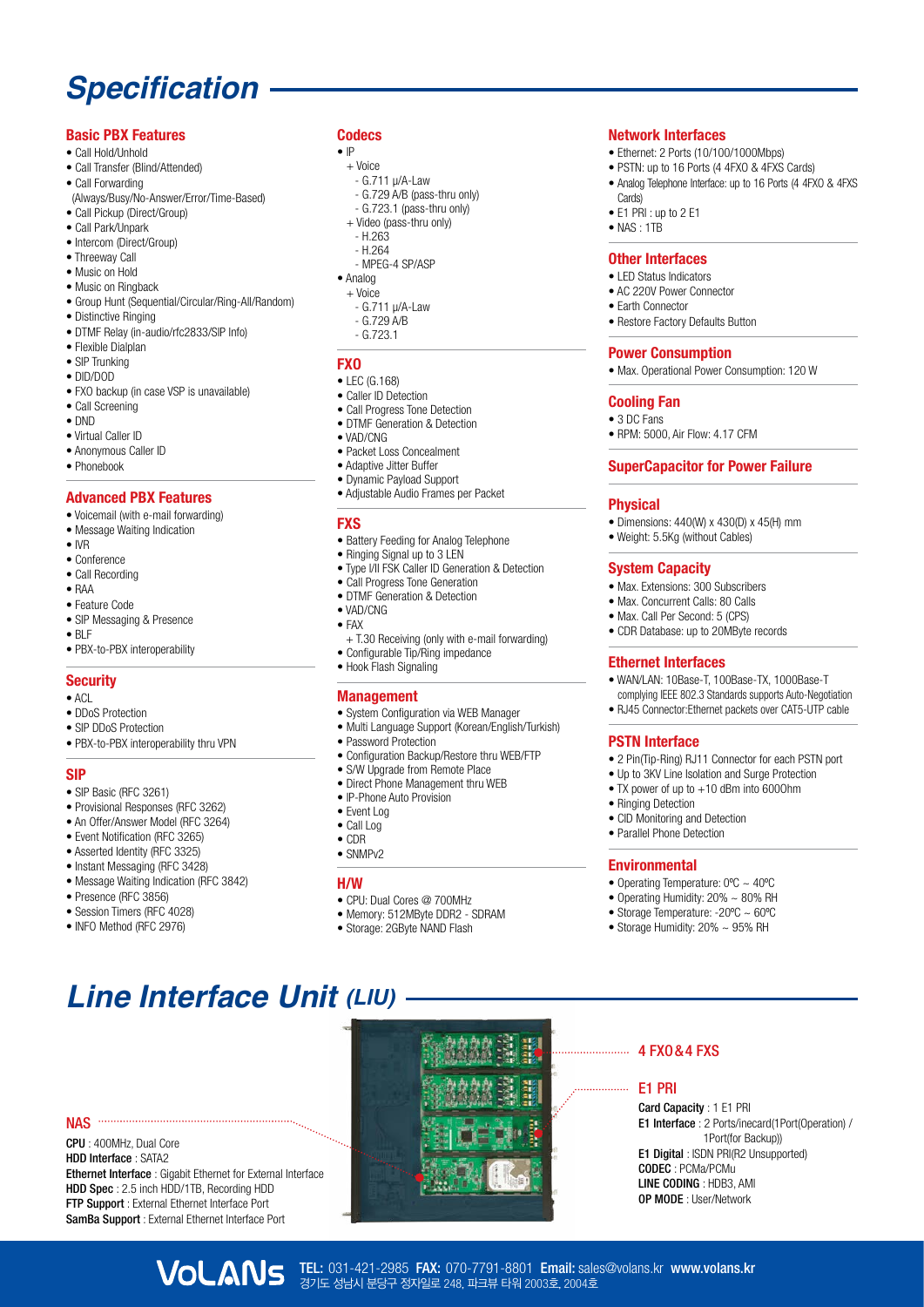# Specification

### Basic PBX Features

- Call Hold/Unhold
- Call Transfer (Blind/Attended)
- Call Forwarding (Always/Busy/No-Answer/Error/Time-Based)
- Call Pickup (Direct/Group)
- Call Park/Unpark
- Intercom (Direct/Group)
- Threeway Call
- Music on Hold
- Music on Ringback
- Group Hunt (Sequential/Circular/Ring-All/Random)
- Distinctive Ringing
- DTMF Relay (in-audio/rfc2833/SIP Info)
- Flexible Dialplan
- SIP Trunking
- DID/DOD
- FXO backup (in case VSP is unavailable)
- Call Screening
- DND
- Virtual Caller ID
- Anonymous Caller ID
- Phonebook

### Advanced PBX Features

- Voicemail (with e-mail forwarding)
- Message Waiting Indication
- IVR
- Conference
- Call Recording
- RAA
- Feature Code
- SIP Messaging & Presence
- BLF
- PBX-to-PBX interoperability

### Security

- ACL
- DDoS Protection
- SIP DDoS Protection
- PBX-to-PBX interoperability thru VPN

### SIP

- SIP Basic (RFC 3261)
- Provisional Responses (RFC 3262)
- An Offer/Answer Model (RFC 3264)
- Event Notification (RFC 3265)
- Asserted Identity (RFC 3325)
- Instant Messaging (RFC 3428)
- Message Waiting Indication (RFC 3842)
- Presence (RFC 3856)
- Session Timers (RFC 4028)
- INFO Method (RFC 2976)

### Codecs

- IP
  - + Voice
    - - G.711 μ/A-Law
    - - G.729 A/B (pass-thru only)
    - - G.723.1 (pass-thru only)
  - + Video (pass-thru only)
    - - H.263
    - - H.264
    - - MPEG-4 SP/ASP
- Analog
  - + Voice
    - - G.711 μ/A-Law
    - - G.729 A/B
    - - G.723.1

### FXO

- LEC (G.168)
- Caller ID Detection
- Call Progress Tone Detection
- DTMF Generation & Detection
- VAD/CNG
- Packet Loss Concealment
- Adaptive Jitter Buffer
- Dynamic Payload Support
- Adjustable Audio Frames per Packet

### FXS

- Battery Feeding for Analog Telephone
- Ringing Signal up to 3 LEN
- Type I/II FSK Caller ID Generation & Detection
- Call Progress Tone Generation
- DTMF Generation & Detection
- VAD/CNG
- FAX
  - + T.30 Receiving (only with e-mail forwarding)
- Configurable Tip/Ring impedance
- Hook Flash Signaling

### Management

- System Configuration via WEB Manager
- Multi Language Support (Korean/English/Turkish)
- Password Protection
- Configuration Backup/Restore thru WEB/FTP
- S/W Upgrade from Remote Place
- Direct Phone Management thru WEB
- IP-Phone Auto Provision
- Event Log
- Call Log
- CDR
- SNMPv2

### H/W

- CPU: Dual Cores @ 700MHz
- Memory: 512MByte DDR2 - SDRAM
- Storage: 2GByte NAND Flash

### Network Interfaces

- Ethernet: 2 Ports (10/100/1000Mbps)
- PSTN: up to 16 Ports (4 4FXO & 4FXS Cards)
- Analog Telephone Interface: up to 16 Ports (4 4FXO & 4FXS Cards)
- E1 PRI : up to 2 E1
- NAS : 1TB

### Other Interfaces

- LED Status Indicators
- AC 220V Power Connector
- Earth Connector
- Restore Factory Defaults Button

### Power Consumption

- Max. Operational Power Consumption: 120 W

### Cooling Fan

- 3 DC Fans
- RPM: 5000, Air Flow: 4.17 CFM

### SuperCapacitor for Power Failure

### Physical

- Dimensions: 440(W) x 430(D) x 45(H) mm
- Weight: 5.5Kg (without Cables)

### System Capacity

- Max. Extensions: 300 Subscribers
- Max. Concurrent Calls: 80 Calls
- Max. Call Per Second: 5 (CPS)
- CDR Database: up to 20MByte records

### Ethernet Interfaces

- WAN/LAN: 10Base-T, 100Base-TX, 1000Base-T complying IEEE 802.3 Standards supports Auto-Negotiation
- RJ45 Connector:Ethernet packets over CAT5-UTP cable

### PSTN Interface

- 2 Pin(Tip-Ring) RJ11 Connector for each PSTN port
- Up to 3KV Line Isolation and Surge Protection
- TX power of up to +10 dBm into 600Ohm
- Ringing Detection
- CID Monitoring and Detection
- Parallel Phone Detection

### Environmental

- Operating Temperature: 0ºC ~ 40ºC
- Operating Humidity: 20% ~ 80% RH
- Storage Temperature: -20ºC ~ 60ºC
- Storage Humidity: 20% ~ 95% RH

# Line Interface Unit (LIU)

### NAS

**CPU** : 400MHz, Dual Core
**HDD Interface** : SATA2
**Ethernet Interface** : Gigabit Ethernet for External Interface
**HDD Spec** : 2.5 inch HDD/1TB, Recording HDD
**FTP Support** : External Ethernet Interface Port
**SamBa Support** : External Ethernet Interface Port

### 4 FXO&4 FXS

### E1 PRI

**Card Capacity** : 1 E1 PRI
**E1 Interface** : 2 Ports/inecard(1Port(Operation) / 1Port(for Backup))
**E1 Digital** : ISDN PRI(R2 Unsupported)
**CODEC** : PCMa/PCMu
**LINE CODING** : HDB3, AMI
**OP MODE** : User/Network

VoLANs **TEL:** 031-421-2985 **FAX:** 070-7791-8801 **Email:** sales@volans.kr **www.volans.kr**
경기도 성남시 분당구 정자일로 248, 파크뷰 타워 2003호, 2004호